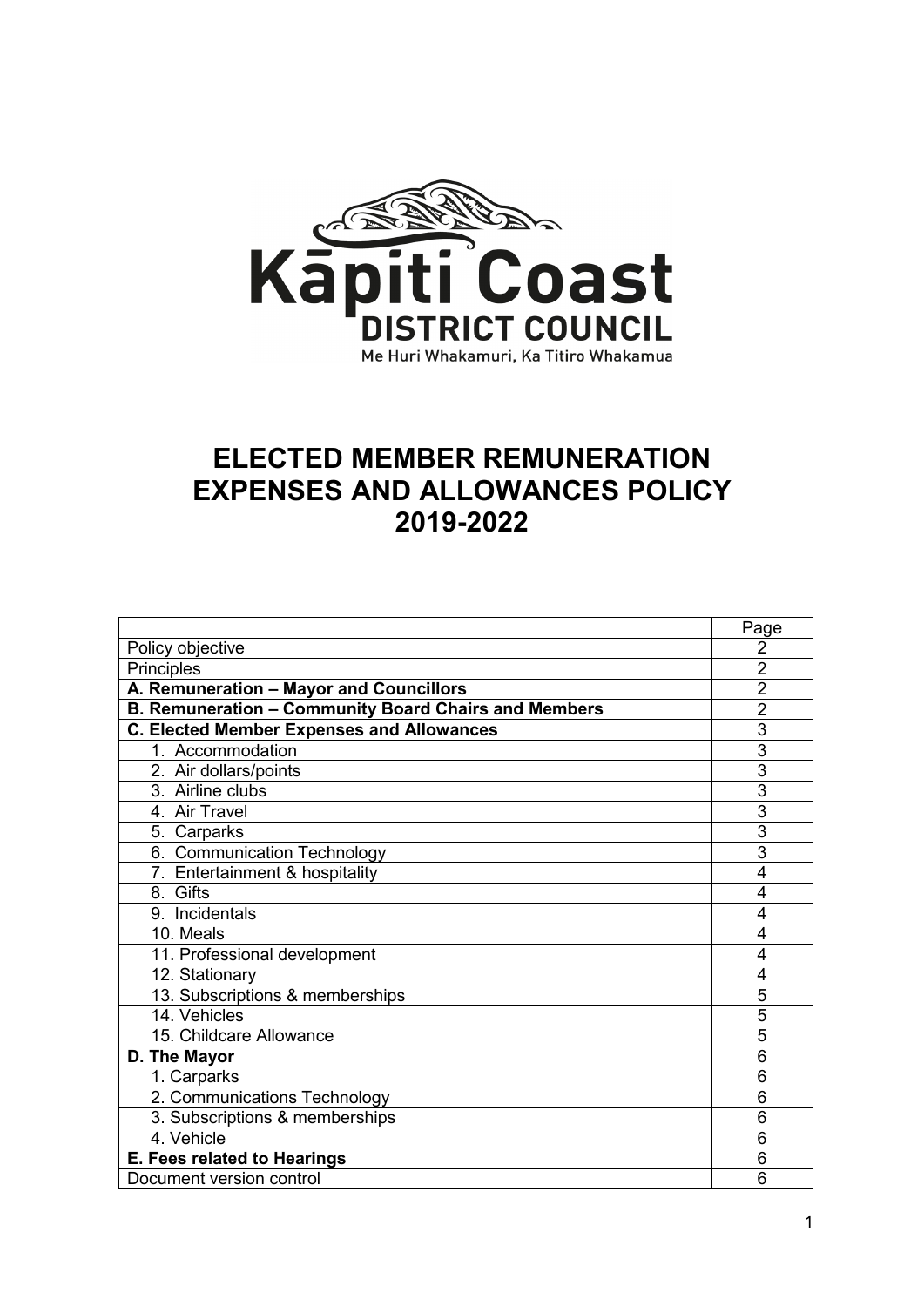Kāpiti Coast
DISTRICT COUNCIL
Me Huri Whakamuri, Ka Titiro Whakamua

# ELECTED MEMBER REMUNERATION EXPENSES AND ALLOWANCES POLICY 2019-2022

| | Page |
|---|---|
| Policy objective | 2 |
| Principles | 2 |
| **A. Remuneration – Mayor and Councillors** | 2 |
| **B. Remuneration – Community Board Chairs and Members** | 2 |
| **C. Elected Member Expenses and Allowances** | 3 |
| 1. Accommodation | 3 |
| 2. Air dollars/points | 3 |
| 3. Airline clubs | 3 |
| 4. Air Travel | 3 |
| 5. Carparks | 3 |
| 6. Communication Technology | 3 |
| 7. Entertainment & hospitality | 4 |
| 8. Gifts | 4 |
| 9. Incidentals | 4 |
| 10. Meals | 4 |
| 11. Professional development | 4 |
| 12. Stationary | 4 |
| 13. Subscriptions & memberships | 5 |
| 14. Vehicles | 5 |
| 15. Childcare Allowance | 5 |
| **D. The Mayor** | 6 |
| 1. Carparks | 6 |
| 2. Communications Technology | 6 |
| 3. Subscriptions & memberships | 6 |
| 4. Vehicle | 6 |
| **E. Fees related to Hearings** | 6 |
| Document version control | 6 |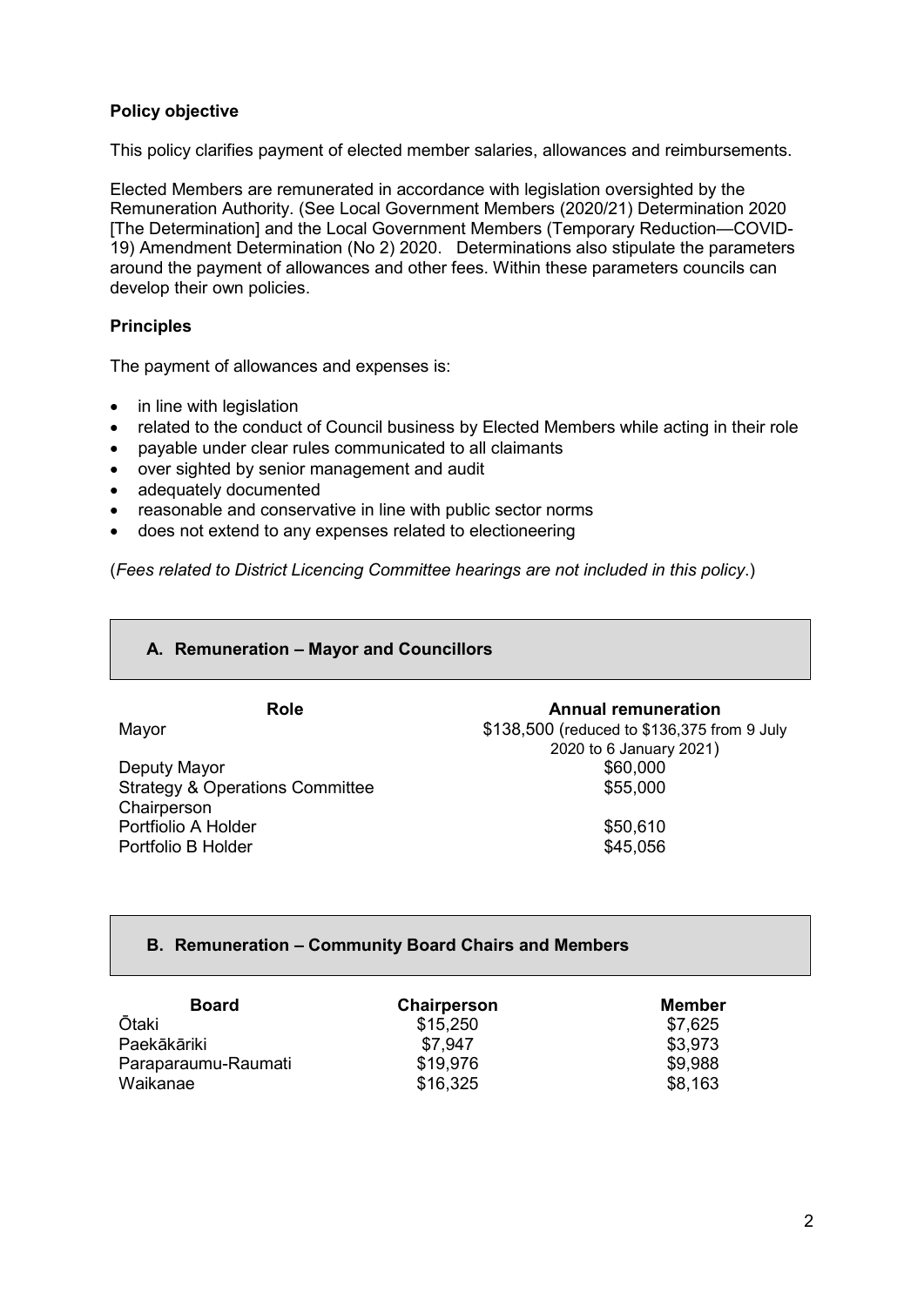**Policy objective**

This policy clarifies payment of elected member salaries, allowances and reimbursements.

Elected Members are remunerated in accordance with legislation oversighted by the Remuneration Authority. (See Local Government Members (2020/21) Determination 2020 [The Determination] and the Local Government Members (Temporary Reduction—COVID-19) Amendment Determination (No 2) 2020. Determinations also stipulate the parameters around the payment of allowances and other fees. Within these parameters councils can develop their own policies.

**Principles**

The payment of allowances and expenses is:

- in line with legislation
- related to the conduct of Council business by Elected Members while acting in their role
- payable under clear rules communicated to all claimants
- over sighted by senior management and audit
- adequately documented
- reasonable and conservative in line with public sector norms
- does not extend to any expenses related to electioneering

(*Fees related to District Licencing Committee hearings are not included in this policy*.)

## A. Remuneration – Mayor and Councillors

| Role | Annual remuneration |
|---|---|
| Mayor | $138,500 (reduced to $136,375 from 9 July 2020 to 6 January 2021) |
| Deputy Mayor | $60,000 |
| Strategy & Operations Committee Chairperson | $55,000 |
| Portfiolio A Holder | $50,610 |
| Portfiolio B Holder | $45,056 |

## B. Remuneration – Community Board Chairs and Members

| Board | Chairperson | Member |
|---|---|---|
| Ōtaki | $15,250 | $7,625 |
| Paekākāriki | $7,947 | $3,973 |
| Paraparaumu-Raumati | $19,976 | $9,988 |
| Waikanae | $16,325 | $8,163 |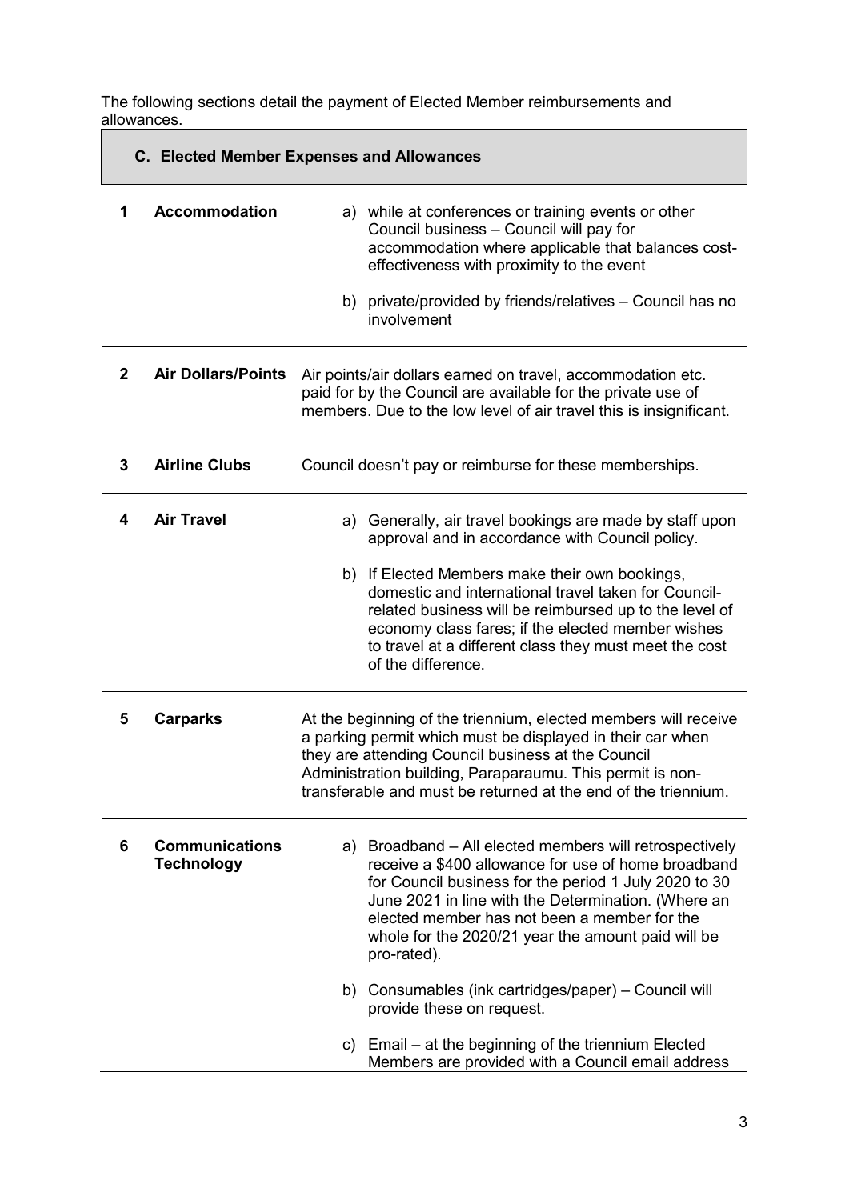The following sections detail the payment of Elected Member reimbursements and allowances.

## C. Elected Member Expenses and Allowances

| | | |
|---|---|---|
| **1** | **Accommodation** | a) while at conferences or training events or other Council business – Council will pay for accommodation where applicable that balances cost-effectiveness with proximity to the event<br><br>b) private/provided by friends/relatives – Council has no involvement |
| **2** | **Air Dollars/Points** | Air points/air dollars earned on travel, accommodation etc. paid for by the Council are available for the private use of members. Due to the low level of air travel this is insignificant. |
| **3** | **Airline Clubs** | Council doesn't pay or reimburse for these memberships. |
| **4** | **Air Travel** | a) Generally, air travel bookings are made by staff upon approval and in accordance with Council policy.<br><br>b) If Elected Members make their own bookings, domestic and international travel taken for Council-related business will be reimbursed up to the level of economy class fares; if the elected member wishes to travel at a different class they must meet the cost of the difference. |
| **5** | **Carparks** | At the beginning of the triennium, elected members will receive a parking permit which must be displayed in their car when they are attending Council business at the Council Administration building, Paraparaumu. This permit is non-transferable and must be returned at the end of the triennium. |
| **6** | **Communications Technology** | a) Broadband – All elected members will retrospectively receive a $400 allowance for use of home broadband for Council business for the period 1 July 2020 to 30 June 2021 in line with the Determination. (Where an elected member has not been a member for the whole for the 2020/21 year the amount paid will be pro-rated).<br><br>b) Consumables (ink cartridges/paper) – Council will provide these on request.<br><br>c) Email – at the beginning of the triennium Elected Members are provided with a Council email address |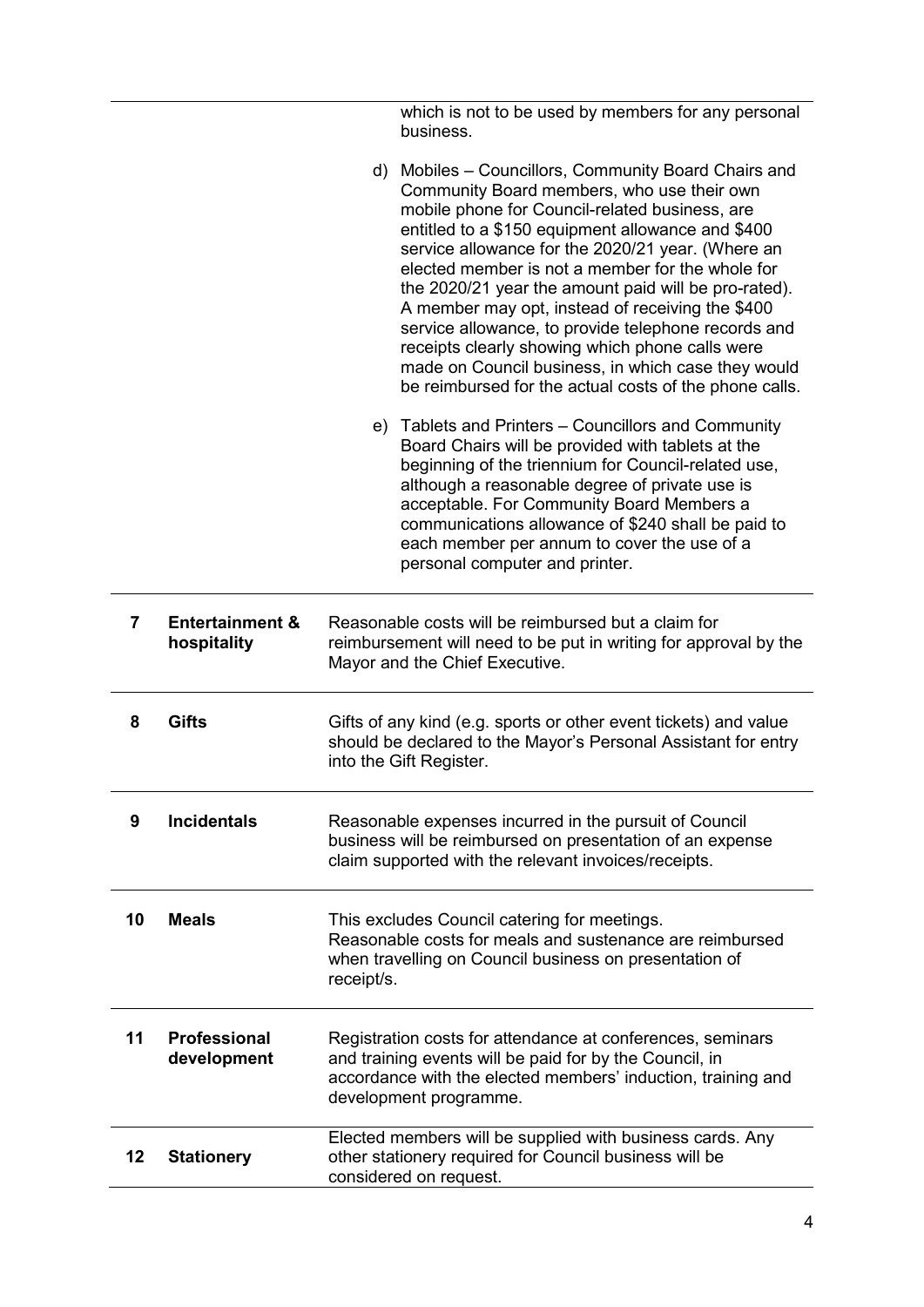| | | |
|---|---|---|
| | | which is not to be used by members for any personal business.<br><br>d) Mobiles – Councillors, Community Board Chairs and Community Board members, who use their own mobile phone for Council-related business, are entitled to a $150 equipment allowance and $400 service allowance for the 2020/21 year. (Where an elected member is not a member for the whole for the 2020/21 year the amount paid will be pro-rated). A member may opt, instead of receiving the $400 service allowance, to provide telephone records and receipts clearly showing which phone calls were made on Council business, in which case they would be reimbursed for the actual costs of the phone calls.<br><br>e) Tablets and Printers – Councillors and Community Board Chairs will be provided with tablets at the beginning of the triennium for Council-related use, although a reasonable degree of private use is acceptable. For Community Board Members a communications allowance of $240 shall be paid to each member per annum to cover the use of a personal computer and printer. |
| **7** | **Entertainment & hospitality** | Reasonable costs will be reimbursed but a claim for reimbursement will need to be put in writing for approval by the Mayor and the Chief Executive. |
| **8** | **Gifts** | Gifts of any kind (e.g. sports or other event tickets) and value should be declared to the Mayor's Personal Assistant for entry into the Gift Register. |
| **9** | **Incidentals** | Reasonable expenses incurred in the pursuit of Council business will be reimbursed on presentation of an expense claim supported with the relevant invoices/receipts. |
| **10** | **Meals** | This excludes Council catering for meetings.<br>Reasonable costs for meals and sustenance are reimbursed when travelling on Council business on presentation of receipt/s. |
| **11** | **Professional development** | Registration costs for attendance at conferences, seminars and training events will be paid for by the Council, in accordance with the elected members' induction, training and development programme. |
| **12** | **Stationery** | Elected members will be supplied with business cards. Any other stationery required for Council business will be considered on request. |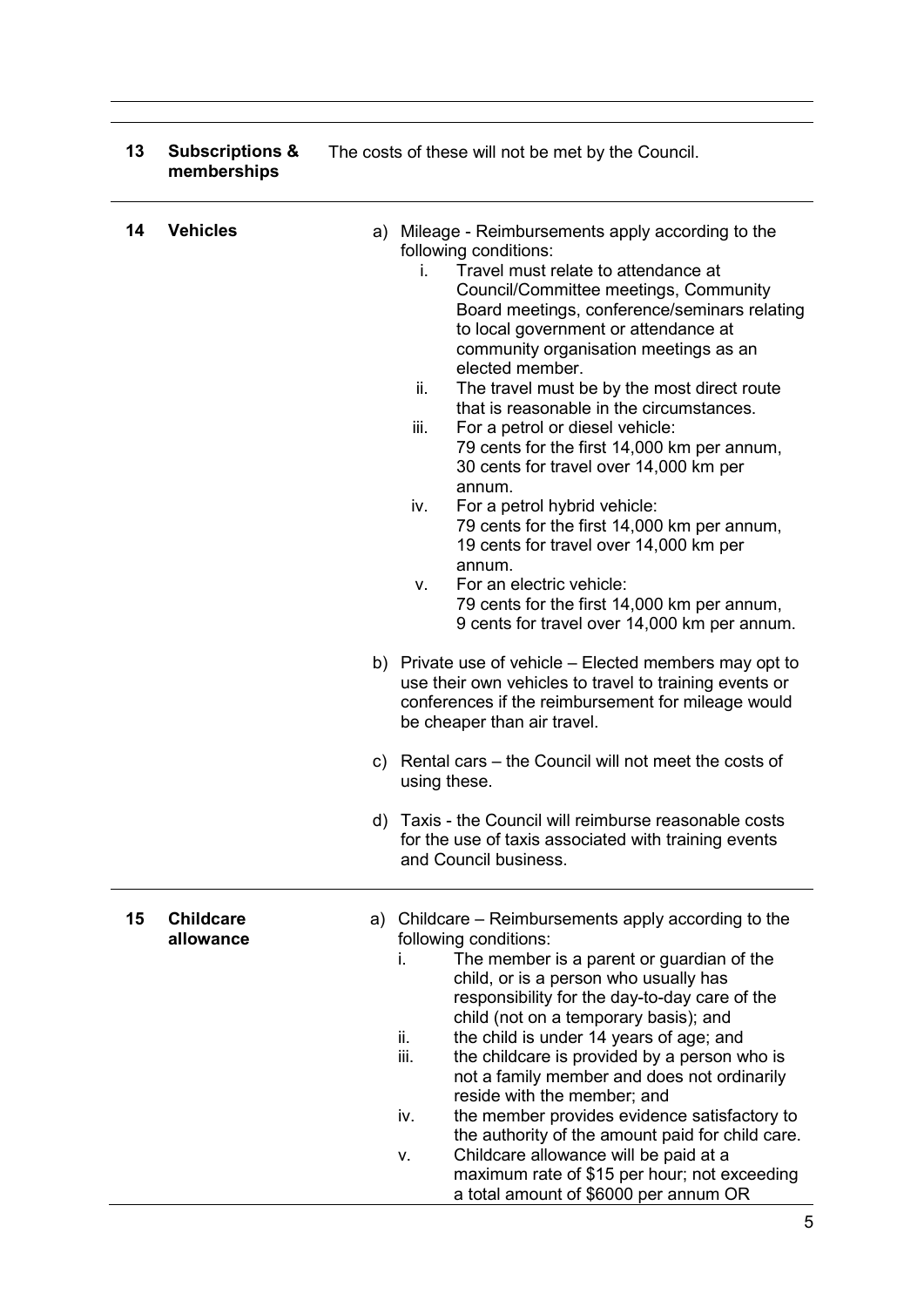| | | |
|---|---|---|
| **13** | **Subscriptions & memberships** | The costs of these will not be met by the Council. |
| **14** | **Vehicles** | a) Mileage - Reimbursements apply according to the following conditions:<br>i. Travel must relate to attendance at Council/Committee meetings, Community Board meetings, conference/seminars relating to local government or attendance at community organisation meetings as an elected member.<br>ii. The travel must be by the most direct route that is reasonable in the circumstances.<br>iii. For a petrol or diesel vehicle: 79 cents for the first 14,000 km per annum, 30 cents for travel over 14,000 km per annum.<br>iv. For a petrol hybrid vehicle: 79 cents for the first 14,000 km per annum, 19 cents for travel over 14,000 km per annum.<br>v. For an electric vehicle: 79 cents for the first 14,000 km per annum, 9 cents for travel over 14,000 km per annum.<br><br>b) Private use of vehicle – Elected members may opt to use their own vehicles to travel to training events or conferences if the reimbursement for mileage would be cheaper than air travel.<br><br>c) Rental cars – the Council will not meet the costs of using these.<br><br>d) Taxis - the Council will reimburse reasonable costs for the use of taxis associated with training events and Council business. |
| **15** | **Childcare allowance** | a) Childcare – Reimbursements apply according to the following conditions:<br>i. The member is a parent or guardian of the child, or is a person who usually has responsibility for the day-to-day care of the child (not on a temporary basis); and<br>ii. the child is under 14 years of age; and<br>iii. the childcare is provided by a person who is not a family member and does not ordinarily reside with the member; and<br>iv. the member provides evidence satisfactory to the authority of the amount paid for child care.<br>v. Childcare allowance will be paid at a maximum rate of $15 per hour; not exceeding a total amount of $6000 per annum OR |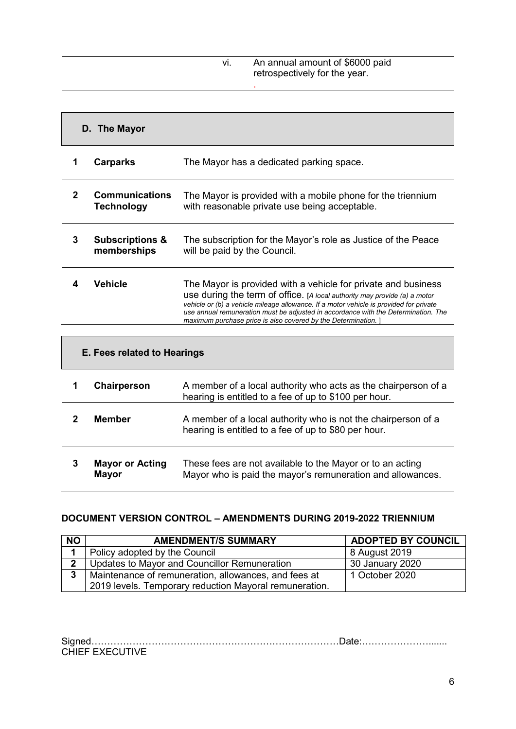| | |
|---|---|
| vi. | An annual amount of $6000 paid retrospectively for the year. |

## D. The Mayor

| | | |
|---|---|---|
| **1** | **Carparks** | The Mayor has a dedicated parking space. |
| **2** | **Communications Technology** | The Mayor is provided with a mobile phone for the triennium with reasonable private use being acceptable. |
| **3** | **Subscriptions & memberships** | The subscription for the Mayor's role as Justice of the Peace will be paid by the Council. |
| **4** | **Vehicle** | The Mayor is provided with a vehicle for private and business use during the term of office. [*A local authority may provide (a) a motor vehicle or (b) a vehicle mileage allowance. If a motor vehicle is provided for private use annual remuneration must be adjusted in accordance with the Determination. The maximum purchase price is also covered by the Determination.* ] |

## E. Fees related to Hearings

| | | |
|---|---|---|
| **1** | **Chairperson** | A member of a local authority who acts as the chairperson of a hearing is entitled to a fee of up to $100 per hour. |
| **2** | **Member** | A member of a local authority who is not the chairperson of a hearing is entitled to a fee of up to $80 per hour. |
| **3** | **Mayor or Acting Mayor** | These fees are not available to the Mayor or to an acting Mayor who is paid the mayor's remuneration and allowances. |

**DOCUMENT VERSION CONTROL – AMENDMENTS DURING 2019-2022 TRIENNIUM**

| NO | AMENDMENT/S SUMMARY | ADOPTED BY COUNCIL |
|---|---|---|
| 1 | Policy adopted by the Council | 8 August 2019 |
| 2 | Updates to Mayor and Councillor Remuneration | 30 January 2020 |
| 3 | Maintenance of remuneration, allowances, and fees at 2019 levels. Temporary reduction Mayoral remuneration. | 1 October 2020 |

Signed……………………………………………………………………Date:………………….......
CHIEF EXECUTIVE